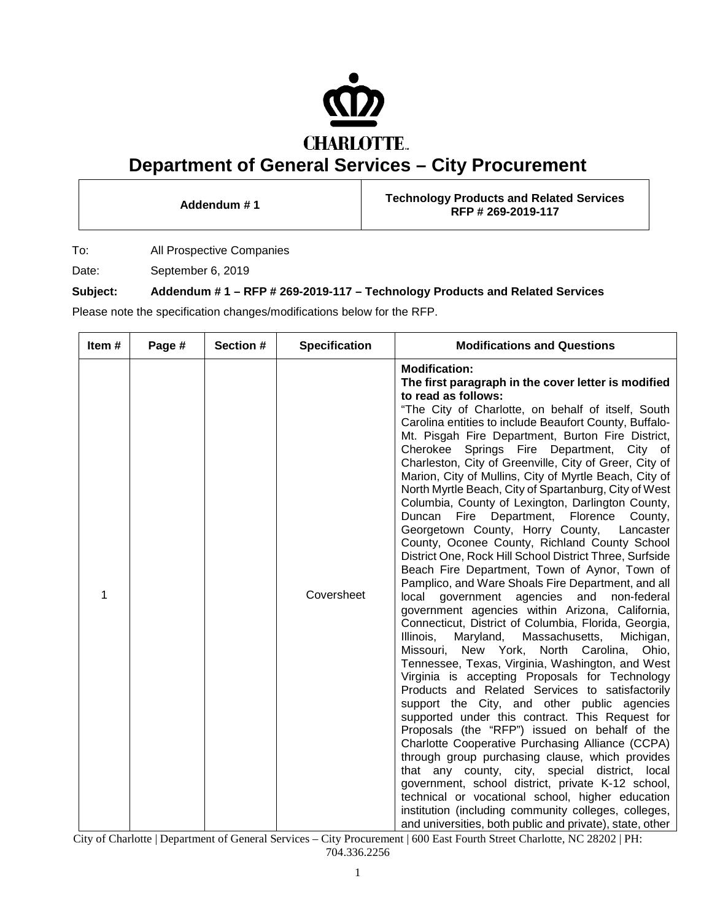CHARLOTTE

# Department of General Services – City Procurement

| Addendum # 1 | Technology Products and Related Services RFP # 269-2019-117 |
|---|---|

To: All Prospective Companies

Date: September 6, 2019

**Subject: Addendum # 1 – RFP # 269-2019-117 – Technology Products and Related Services**

Please note the specification changes/modifications below for the RFP.

| Item # | Page # | Section # | Specification | Modifications and Questions |
|---|---|---|---|---|
| 1 | | | Coversheet | **Modification:** **The first paragraph in the cover letter is modified to read as follows:** "The City of Charlotte, on behalf of itself, South Carolina entities to include Beaufort County, Buffalo-Mt. Pisgah Fire Department, Burton Fire District, Cherokee Springs Fire Department, City of Charleston, City of Greenville, City of Greer, City of Marion, City of Mullins, City of Myrtle Beach, City of North Myrtle Beach, City of Spartanburg, City of West Columbia, County of Lexington, Darlington County, Duncan Fire Department, Florence County, Georgetown County, Horry County, Lancaster County, Oconee County, Richland County School District One, Rock Hill School District Three, Surfside Beach Fire Department, Town of Aynor, Town of Pamplico, and Ware Shoals Fire Department, and all local government agencies and non-federal government agencies within Arizona, California, Connecticut, District of Columbia, Florida, Georgia, Illinois, Maryland, Massachusetts, Michigan, Missouri, New York, North Carolina, Ohio, Tennessee, Texas, Virginia, Washington, and West Virginia is accepting Proposals for Technology Products and Related Services to satisfactorily support the City, and other public agencies supported under this contract. This Request for Proposals (the "RFP") issued on behalf of the Charlotte Cooperative Purchasing Alliance (CCPA) through group purchasing clause, which provides that any county, city, special district, local government, school district, private K-12 school, technical or vocational school, higher education institution (including community colleges, colleges, and universities, both public and private), state, other |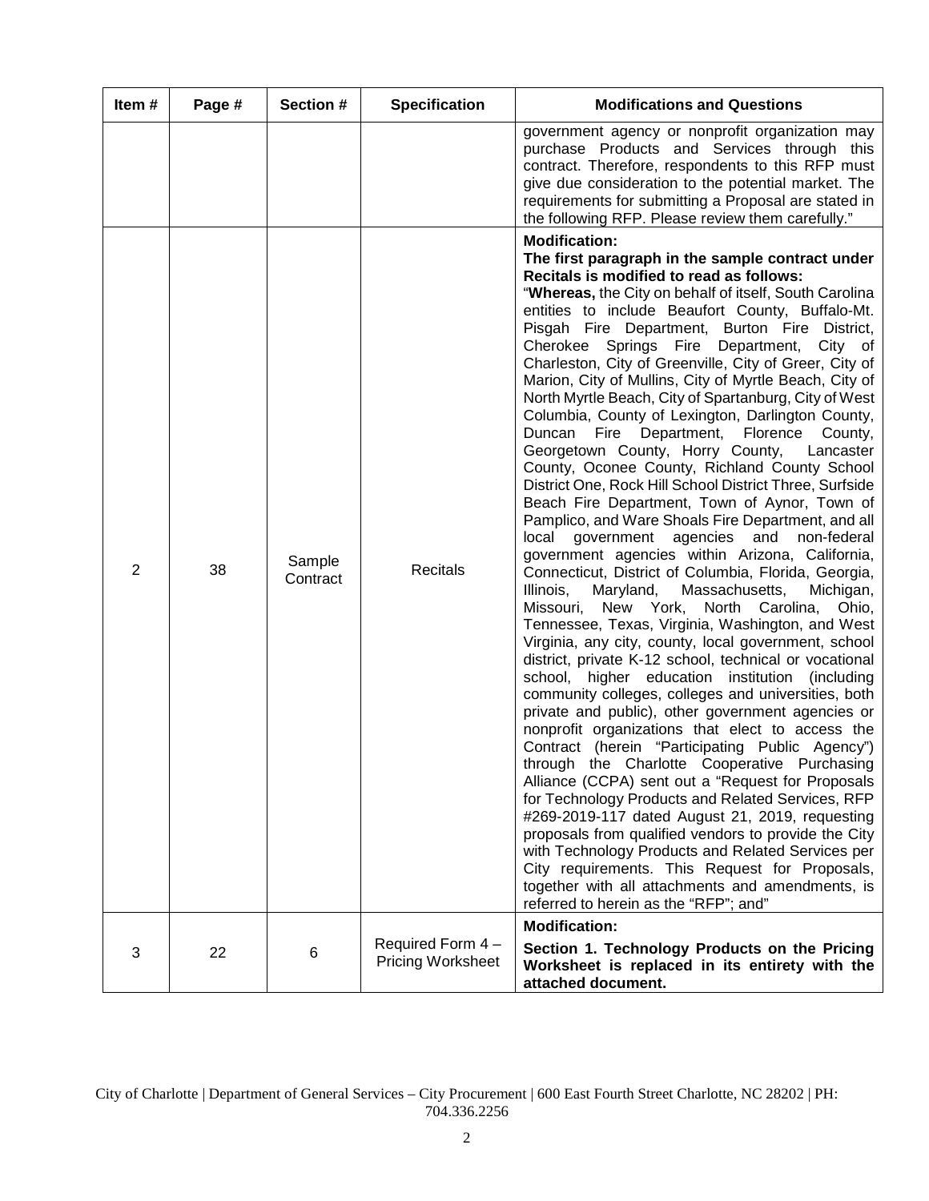| Item # | Page # | Section # | Specification | Modifications and Questions |
|---|---|---|---|---|
| | | | | government agency or nonprofit organization may purchase Products and Services through this contract. Therefore, respondents to this RFP must give due consideration to the potential market. The requirements for submitting a Proposal are stated in the following RFP. Please review them carefully." |
| 2 | 38 | Sample Contract | Recitals | **Modification:** **The first paragraph in the sample contract under Recitals is modified to read as follows:** "**Whereas,** the City on behalf of itself, South Carolina entities to include Beaufort County, Buffalo-Mt. Pisgah Fire Department, Burton Fire District, Cherokee Springs Fire Department, City of Charleston, City of Greenville, City of Greer, City of Marion, City of Mullins, City of Myrtle Beach, City of North Myrtle Beach, City of Spartanburg, City of West Columbia, County of Lexington, Darlington County, Duncan Fire Department, Florence County, Georgetown County, Horry County, Lancaster County, Oconee County, Richland County School District One, Rock Hill School District Three, Surfside Beach Fire Department, Town of Aynor, Town of Pamplico, and Ware Shoals Fire Department, and all local government agencies and non-federal government agencies within Arizona, California, Connecticut, District of Columbia, Florida, Georgia, Illinois, Maryland, Massachusetts, Michigan, Missouri, New York, North Carolina, Ohio, Tennessee, Texas, Virginia, Washington, and West Virginia, any city, county, local government, school district, private K-12 school, technical or vocational school, higher education institution (including community colleges, colleges and universities, both private and public), other government agencies or nonprofit organizations that elect to access the Contract (herein "Participating Public Agency") through the Charlotte Cooperative Purchasing Alliance (CCPA) sent out a "Request for Proposals for Technology Products and Related Services, RFP #269-2019-117 dated August 21, 2019, requesting proposals from qualified vendors to provide the City with Technology Products and Related Services per City requirements. This Request for Proposals, together with all attachments and amendments, is referred to herein as the "RFP"; and" |
| 3 | 22 | 6 | Required Form 4 – Pricing Worksheet | **Modification:** **Section 1. Technology Products on the Pricing Worksheet is replaced in its entirety with the attached document.** |

City of Charlotte | Department of General Services – City Procurement | 600 East Fourth Street Charlotte, NC 28202 | PH: 704.336.2256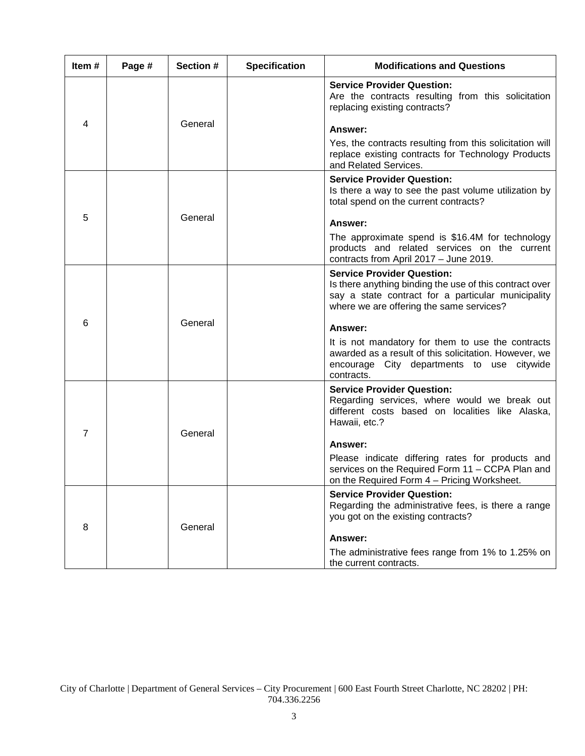| Item # | Page # | Section # | Specification | Modifications and Questions |
|---|---|---|---|---|
| 4 | | General | | **Service Provider Question:** Are the contracts resulting from this solicitation replacing existing contracts? **Answer:** Yes, the contracts resulting from this solicitation will replace existing contracts for Technology Products and Related Services. |
| 5 | | General | | **Service Provider Question:** Is there a way to see the past volume utilization by total spend on the current contracts? **Answer:** The approximate spend is $16.4M for technology products and related services on the current contracts from April 2017 – June 2019. |
| 6 | | General | | **Service Provider Question:** Is there anything binding the use of this contract over say a state contract for a particular municipality where we are offering the same services? **Answer:** It is not mandatory for them to use the contracts awarded as a result of this solicitation. However, we encourage City departments to use citywide contracts. |
| 7 | | General | | **Service Provider Question:** Regarding services, where would we break out different costs based on localities like Alaska, Hawaii, etc.? **Answer:** Please indicate differing rates for products and services on the Required Form 11 – CCPA Plan and on the Required Form 4 – Pricing Worksheet. |
| 8 | | General | | **Service Provider Question:** Regarding the administrative fees, is there a range you got on the existing contracts? **Answer:** The administrative fees range from 1% to 1.25% on the current contracts. |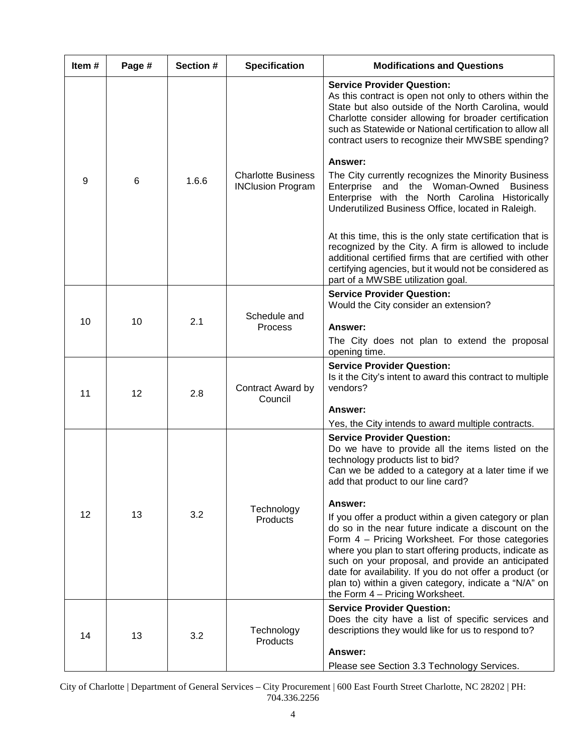| Item # | Page # | Section # | Specification | Modifications and Questions |
|---|---|---|---|---|
| 9 | 6 | 1.6.6 | Charlotte Business INClusion Program | **Service Provider Question:** As this contract is open not only to others within the State but also outside of the North Carolina, would Charlotte consider allowing for broader certification such as Statewide or National certification to allow all contract users to recognize their MWSBE spending?<br><br>**Answer:**<br>The City currently recognizes the Minority Business Enterprise and the Woman-Owned Business Enterprise with the North Carolina Historically Underutilized Business Office, located in Raleigh.<br><br>At this time, this is the only state certification that is recognized by the City. A firm is allowed to include additional certified firms that are certified with other certifying agencies, but it would not be considered as part of a MWSBE utilization goal. |
| 10 | 10 | 2.1 | Schedule and Process | **Service Provider Question:** Would the City consider an extension?<br><br>**Answer:**<br>The City does not plan to extend the proposal opening time. |
| 11 | 12 | 2.8 | Contract Award by Council | **Service Provider Question:** Is it the City's intent to award this contract to multiple vendors?<br><br>**Answer:**<br>Yes, the City intends to award multiple contracts. |
| 12 | 13 | 3.2 | Technology Products | **Service Provider Question:** Do we have to provide all the items listed on the technology products list to bid?<br>Can we be added to a category at a later time if we add that product to our line card?<br><br>**Answer:**<br>If you offer a product within a given category or plan do so in the near future indicate a discount on the Form 4 – Pricing Worksheet. For those categories where you plan to start offering products, indicate as such on your proposal, and provide an anticipated date for availability. If you do not offer a product (or plan to) within a given category, indicate a "N/A" on the Form 4 – Pricing Worksheet. |
| 14 | 13 | 3.2 | Technology Products | **Service Provider Question:** Does the city have a list of specific services and descriptions they would like for us to respond to?<br><br>**Answer:**<br>Please see Section 3.3 Technology Services. |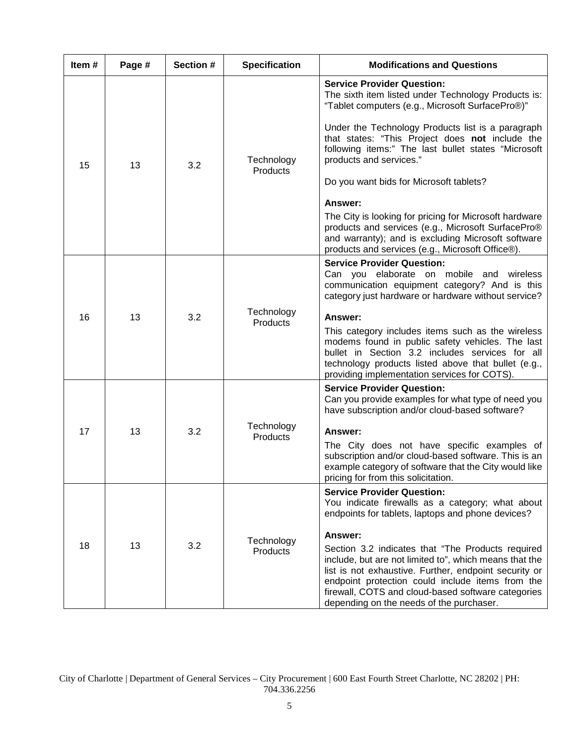| Item # | Page # | Section # | Specification | Modifications and Questions |
|---|---|---|---|---|
| 15 | 13 | 3.2 | Technology Products | **Service Provider Question:**<br>The sixth item listed under Technology Products is: "Tablet computers (e.g., Microsoft SurfacePro®)"<br><br>Under the Technology Products list is a paragraph that states: "This Project does **not** include the following items:" The last bullet states "Microsoft products and services."<br><br>Do you want bids for Microsoft tablets?<br><br>**Answer:**<br>The City is looking for pricing for Microsoft hardware products and services (e.g., Microsoft SurfacePro® and warranty); and is excluding Microsoft software products and services (e.g., Microsoft Office®). |
| 16 | 13 | 3.2 | Technology Products | **Service Provider Question:**<br>Can you elaborate on mobile and wireless communication equipment category? And is this category just hardware or hardware without service?<br><br>**Answer:**<br>This category includes items such as the wireless modems found in public safety vehicles. The last bullet in Section 3.2 includes services for all technology products listed above that bullet (e.g., providing implementation services for COTS). |
| 17 | 13 | 3.2 | Technology Products | **Service Provider Question:**<br>Can you provide examples for what type of need you have subscription and/or cloud-based software?<br><br>**Answer:**<br>The City does not have specific examples of subscription and/or cloud-based software. This is an example category of software that the City would like pricing for from this solicitation. |
| 18 | 13 | 3.2 | Technology Products | **Service Provider Question:**<br>You indicate firewalls as a category; what about endpoints for tablets, laptops and phone devices?<br><br>**Answer:**<br>Section 3.2 indicates that "The Products required include, but are not limited to", which means that the list is not exhaustive. Further, endpoint security or endpoint protection could include items from the firewall, COTS and cloud-based software categories depending on the needs of the purchaser. |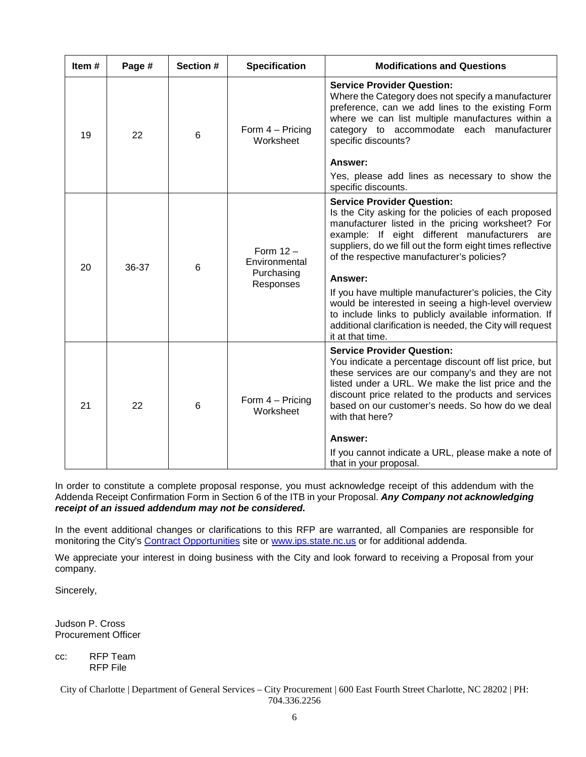| Item # | Page # | Section # | Specification | Modifications and Questions |
|---|---|---|---|---|
| 19 | 22 | 6 | Form 4 – Pricing Worksheet | **Service Provider Question:** Where the Category does not specify a manufacturer preference, can we add lines to the existing Form where we can list multiple manufactures within a category to accommodate each manufacturer specific discounts? **Answer:** Yes, please add lines as necessary to show the specific discounts. |
| 20 | 36-37 | 6 | Form 12 – Environmental Purchasing Responses | **Service Provider Question:** Is the City asking for the policies of each proposed manufacturer listed in the pricing worksheet? For example: If eight different manufacturers are suppliers, do we fill out the form eight times reflective of the respective manufacturer's policies? **Answer:** If you have multiple manufacturer's policies, the City would be interested in seeing a high-level overview to include links to publicly available information. If additional clarification is needed, the City will request it at that time. |
| 21 | 22 | 6 | Form 4 – Pricing Worksheet | **Service Provider Question:** You indicate a percentage discount off list price, but these services are our company's and they are not listed under a URL. We make the list price and the discount price related to the products and services based on our customer's needs. So how do we deal with that here? **Answer:** If you cannot indicate a URL, please make a note of that in your proposal. |

In order to constitute a complete proposal response, you must acknowledge receipt of this addendum with the Addenda Receipt Confirmation Form in Section 6 of the ITB in your Proposal. ***Any Company not acknowledging receipt of an issued addendum may not be considered.***

In the event additional changes or clarifications to this RFP are warranted, all Companies are responsible for monitoring the City's Contract Opportunities site or www.ips.state.nc.us or for additional addenda.

We appreciate your interest in doing business with the City and look forward to receiving a Proposal from your company.

Sincerely,

Judson P. Cross
Procurement Officer

cc: RFP Team
RFP File

City of Charlotte | Department of General Services – City Procurement | 600 East Fourth Street Charlotte, NC 28202 | PH: 704.336.2256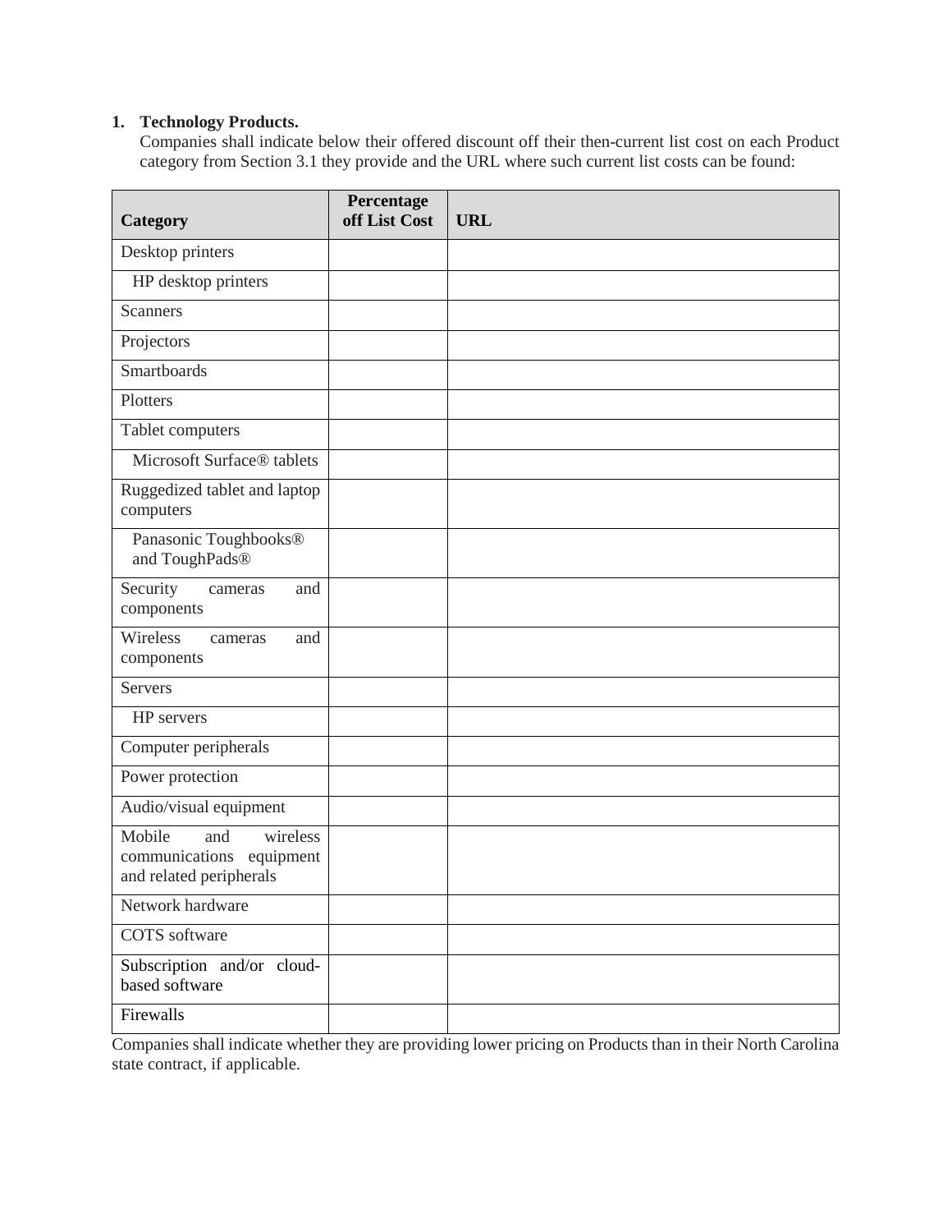1. **Technology Products.**
   Companies shall indicate below their offered discount off their then-current list cost on each Product category from Section 3.1 they provide and the URL where such current list costs can be found:

| Category | Percentage off List Cost | URL |
|---|---|---|
| Desktop printers | | |
| HP desktop printers | | |
| Scanners | | |
| Projectors | | |
| Smartboards | | |
| Plotters | | |
| Tablet computers | | |
| Microsoft Surface® tablets | | |
| Ruggedized tablet and laptop computers | | |
| Panasonic Toughbooks® and ToughPads® | | |
| Security cameras and components | | |
| Wireless cameras and components | | |
| Servers | | |
| HP servers | | |
| Computer peripherals | | |
| Power protection | | |
| Audio/visual equipment | | |
| Mobile and wireless communications equipment and related peripherals | | |
| Network hardware | | |
| COTS software | | |
| Subscription and/or cloud-based software | | |
| Firewalls | | |

Companies shall indicate whether they are providing lower pricing on Products than in their North Carolina state contract, if applicable.